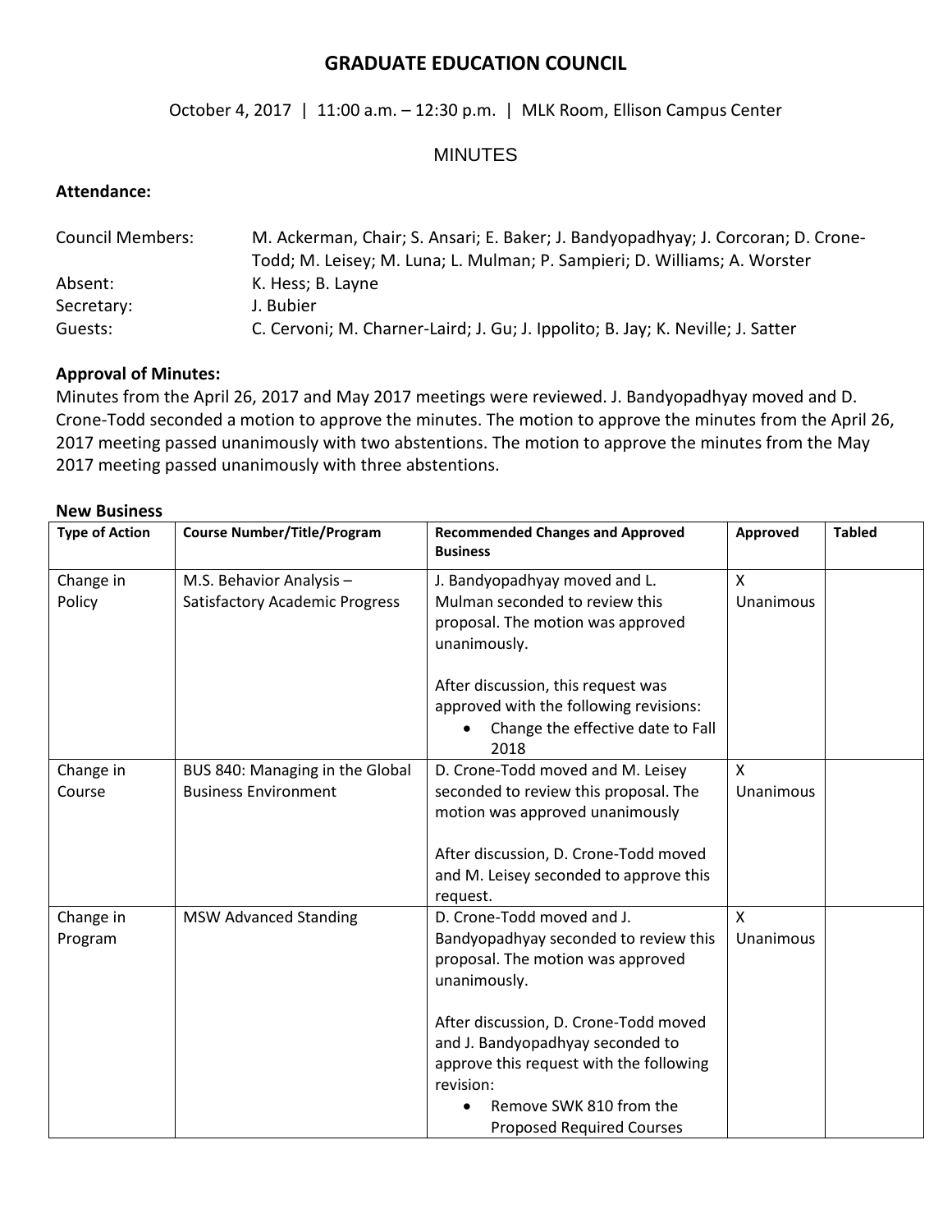# GRADUATE EDUCATION COUNCIL

October 4, 2017 | 11:00 a.m. – 12:30 p.m. | MLK Room, Ellison Campus Center

## MINUTES

**Attendance:**

Council Members: M. Ackerman, Chair; S. Ansari; E. Baker; J. Bandyopadhyay; J. Corcoran; D. Crone-Todd; M. Leisey; M. Luna; L. Mulman; P. Sampieri; D. Williams; A. Worster
Absent: K. Hess; B. Layne
Secretary: J. Bubier
Guests: C. Cervoni; M. Charner-Laird; J. Gu; J. Ippolito; B. Jay; K. Neville; J. Satter

**Approval of Minutes:**

Minutes from the April 26, 2017 and May 2017 meetings were reviewed. J. Bandyopadhyay moved and D. Crone-Todd seconded a motion to approve the minutes. The motion to approve the minutes from the April 26, 2017 meeting passed unanimously with two abstentions. The motion to approve the minutes from the May 2017 meeting passed unanimously with three abstentions.

**New Business**

| Type of Action | Course Number/Title/Program | Recommended Changes and Approved Business | Approved | Tabled |
|---|---|---|---|---|
| Change in Policy | M.S. Behavior Analysis – Satisfactory Academic Progress | J. Bandyopadhyay moved and L. Mulman seconded to review this proposal. The motion was approved unanimously.<br><br>After discussion, this request was approved with the following revisions:<br>• Change the effective date to Fall 2018 | X Unanimous | |
| Change in Course | BUS 840: Managing in the Global Business Environment | D. Crone-Todd moved and M. Leisey seconded to review this proposal. The motion was approved unanimously<br><br>After discussion, D. Crone-Todd moved and M. Leisey seconded to approve this request. | X Unanimous | |
| Change in Program | MSW Advanced Standing | D. Crone-Todd moved and J. Bandyopadhyay seconded to review this proposal. The motion was approved unanimously.<br><br>After discussion, D. Crone-Todd moved and J. Bandyopadhyay seconded to approve this request with the following revision:<br>• Remove SWK 810 from the Proposed Required Courses | X Unanimous | |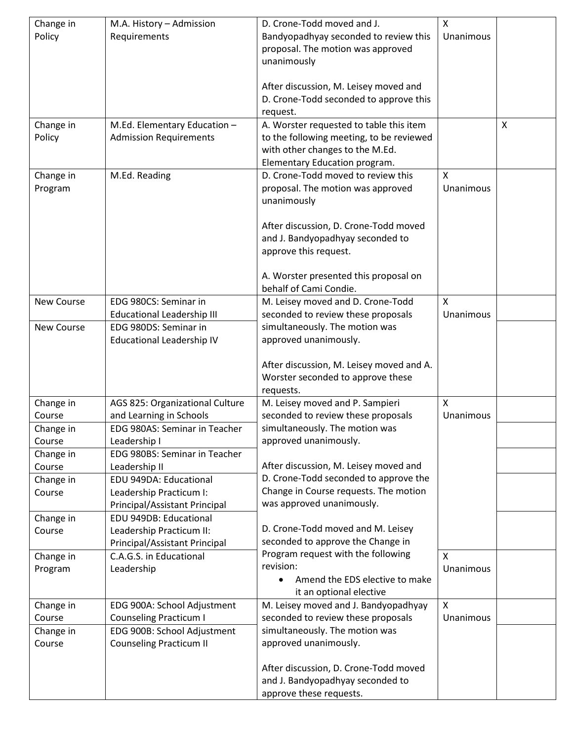| Change in Policy | M.A. History – Admission Requirements | D. Crone-Todd moved and J. Bandyopadhyay seconded to review this proposal. The motion was approved unanimously<br><br>After discussion, M. Leisey moved and D. Crone-Todd seconded to approve this request. | X<br>Unanimous | |
|---|---|---|---|---|
| Change in Policy | M.Ed. Elementary Education – Admission Requirements | A. Worster requested to table this item to the following meeting, to be reviewed with other changes to the M.Ed. Elementary Education program. | | X |
| Change in Program | M.Ed. Reading | D. Crone-Todd moved to review this proposal. The motion was approved unanimously<br><br>After discussion, D. Crone-Todd moved and J. Bandyopadhyay seconded to approve this request.<br><br>A. Worster presented this proposal on behalf of Cami Condie. | X<br>Unanimous | |
| New Course | EDG 980CS: Seminar in Educational Leadership III | M. Leisey moved and D. Crone-Todd seconded to review these proposals simultaneously. The motion was approved unanimously.<br><br>After discussion, M. Leisey moved and A. Worster seconded to approve these requests. | X<br>Unanimous | |
| New Course | EDG 980DS: Seminar in Educational Leadership IV | | | |
| Change in Course | AGS 825: Organizational Culture and Learning in Schools | M. Leisey moved and P. Sampieri seconded to review these proposals simultaneously. The motion was approved unanimously.<br><br>After discussion, M. Leisey moved and D. Crone-Todd seconded to approve the Change in Course requests. The motion was approved unanimously.<br><br>D. Crone-Todd moved and M. Leisey seconded to approve the Change in Program request with the following revision:<br>• Amend the EDS elective to make it an optional elective | X<br>Unanimous | |
| Change in Course | EDG 980AS: Seminar in Teacher Leadership I | | | |
| Change in Course | EDG 980BS: Seminar in Teacher Leadership II | | | |
| Change in Course | EDU 949DA: Educational Leadership Practicum I: Principal/Assistant Principal | | | |
| Change in Course | EDU 949DB: Educational Leadership Practicum II: Principal/Assistant Principal | | | |
| Change in Program | C.A.G.S. in Educational Leadership | | X<br>Unanimous | |
| Change in Course | EDG 900A: School Adjustment Counseling Practicum I | M. Leisey moved and J. Bandyopadhyay seconded to review these proposals simultaneously. The motion was approved unanimously.<br><br>After discussion, D. Crone-Todd moved and J. Bandyopadhyay seconded to approve these requests. | X<br>Unanimous | |
| Change in Course | EDG 900B: School Adjustment Counseling Practicum II | | | |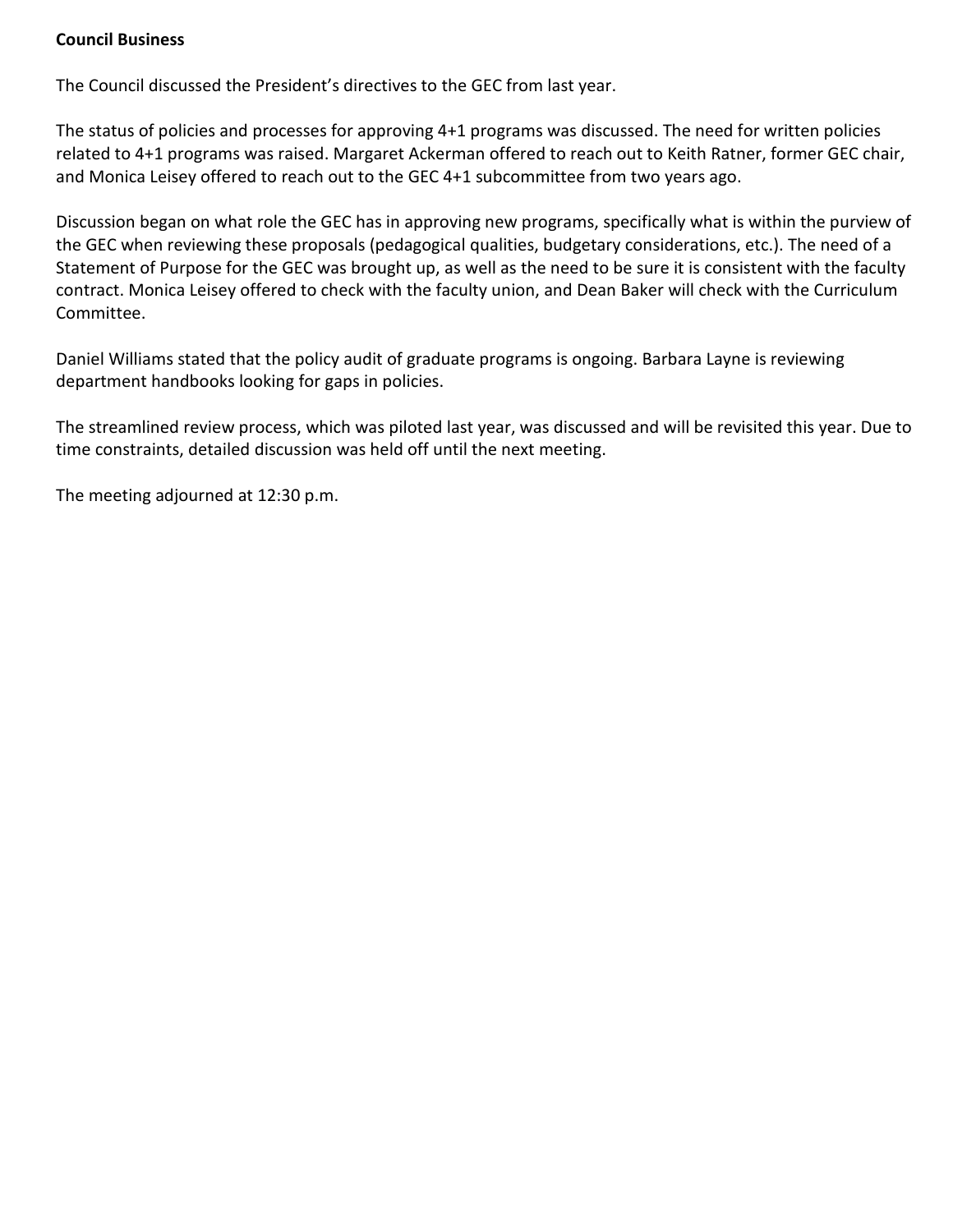**Council Business**

The Council discussed the President's directives to the GEC from last year.

The status of policies and processes for approving 4+1 programs was discussed. The need for written policies related to 4+1 programs was raised. Margaret Ackerman offered to reach out to Keith Ratner, former GEC chair, and Monica Leisey offered to reach out to the GEC 4+1 subcommittee from two years ago.

Discussion began on what role the GEC has in approving new programs, specifically what is within the purview of the GEC when reviewing these proposals (pedagogical qualities, budgetary considerations, etc.). The need of a Statement of Purpose for the GEC was brought up, as well as the need to be sure it is consistent with the faculty contract. Monica Leisey offered to check with the faculty union, and Dean Baker will check with the Curriculum Committee.

Daniel Williams stated that the policy audit of graduate programs is ongoing. Barbara Layne is reviewing department handbooks looking for gaps in policies.

The streamlined review process, which was piloted last year, was discussed and will be revisited this year. Due to time constraints, detailed discussion was held off until the next meeting.

The meeting adjourned at 12:30 p.m.